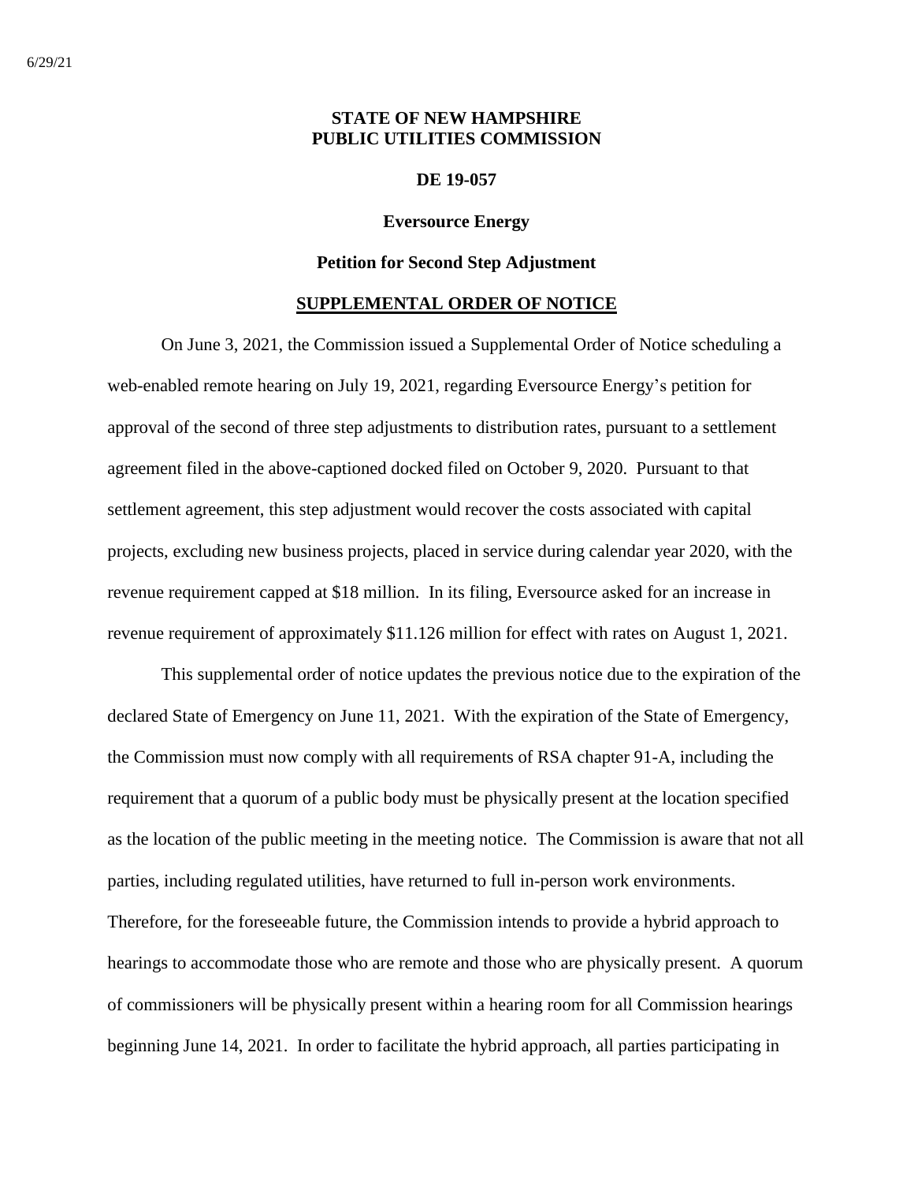6/29/21

**STATE OF NEW HAMPSHIRE**
**PUBLIC UTILITIES COMMISSION**

**DE 19-057**

**Eversource Energy**

**Petition for Second Step Adjustment**

**SUPPLEMENTAL ORDER OF NOTICE**

On June 3, 2021, the Commission issued a Supplemental Order of Notice scheduling a web-enabled remote hearing on July 19, 2021, regarding Eversource Energy's petition for approval of the second of three step adjustments to distribution rates, pursuant to a settlement agreement filed in the above-captioned docked filed on October 9, 2020. Pursuant to that settlement agreement, this step adjustment would recover the costs associated with capital projects, excluding new business projects, placed in service during calendar year 2020, with the revenue requirement capped at $18 million. In its filing, Eversource asked for an increase in revenue requirement of approximately $11.126 million for effect with rates on August 1, 2021.

This supplemental order of notice updates the previous notice due to the expiration of the declared State of Emergency on June 11, 2021. With the expiration of the State of Emergency, the Commission must now comply with all requirements of RSA chapter 91-A, including the requirement that a quorum of a public body must be physically present at the location specified as the location of the public meeting in the meeting notice. The Commission is aware that not all parties, including regulated utilities, have returned to full in-person work environments. Therefore, for the foreseeable future, the Commission intends to provide a hybrid approach to hearings to accommodate those who are remote and those who are physically present. A quorum of commissioners will be physically present within a hearing room for all Commission hearings beginning June 14, 2021. In order to facilitate the hybrid approach, all parties participating in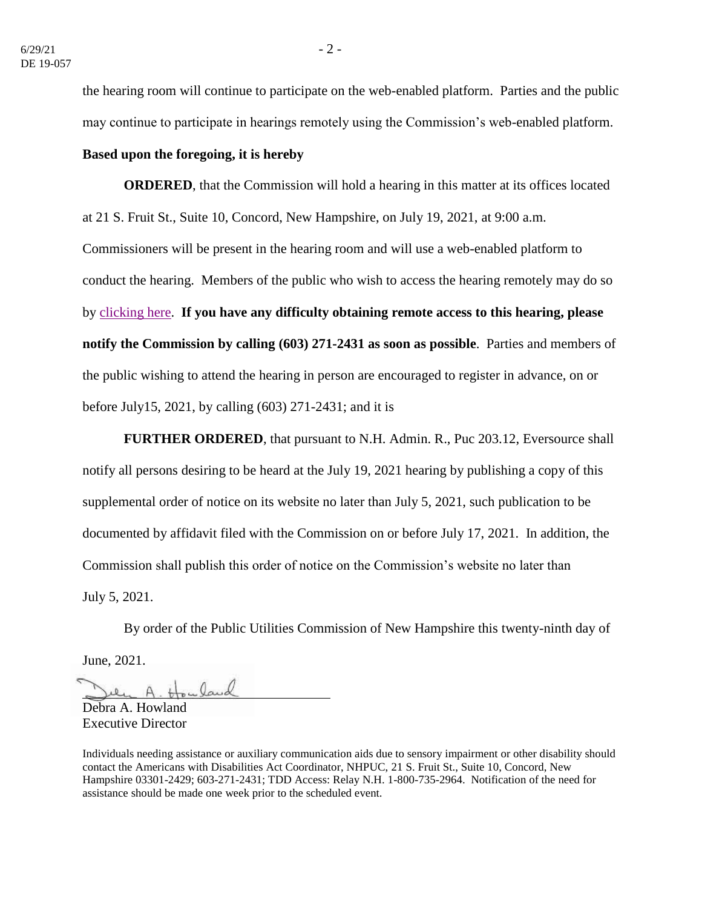the hearing room will continue to participate on the web-enabled platform. Parties and the public may continue to participate in hearings remotely using the Commission's web-enabled platform.

**Based upon the foregoing, it is hereby**

**ORDERED**, that the Commission will hold a hearing in this matter at its offices located at 21 S. Fruit St., Suite 10, Concord, New Hampshire, on July 19, 2021, at 9:00 a.m. Commissioners will be present in the hearing room and will use a web-enabled platform to conduct the hearing. Members of the public who wish to access the hearing remotely may do so by clicking here. **If you have any difficulty obtaining remote access to this hearing, please notify the Commission by calling (603) 271-2431 as soon as possible**. Parties and members of the public wishing to attend the hearing in person are encouraged to register in advance, on or before July15, 2021, by calling (603) 271-2431; and it is

**FURTHER ORDERED**, that pursuant to N.H. Admin. R., Puc 203.12, Eversource shall notify all persons desiring to be heard at the July 19, 2021 hearing by publishing a copy of this supplemental order of notice on its website no later than July 5, 2021, such publication to be documented by affidavit filed with the Commission on or before July 17, 2021. In addition, the Commission shall publish this order of notice on the Commission's website no later than July 5, 2021.

By order of the Public Utilities Commission of New Hampshire this twenty-ninth day of June, 2021.

Debra A. Howland
Executive Director

Individuals needing assistance or auxiliary communication aids due to sensory impairment or other disability should contact the Americans with Disabilities Act Coordinator, NHPUC, 21 S. Fruit St., Suite 10, Concord, New Hampshire 03301-2429; 603-271-2431; TDD Access: Relay N.H. 1-800-735-2964. Notification of the need for assistance should be made one week prior to the scheduled event.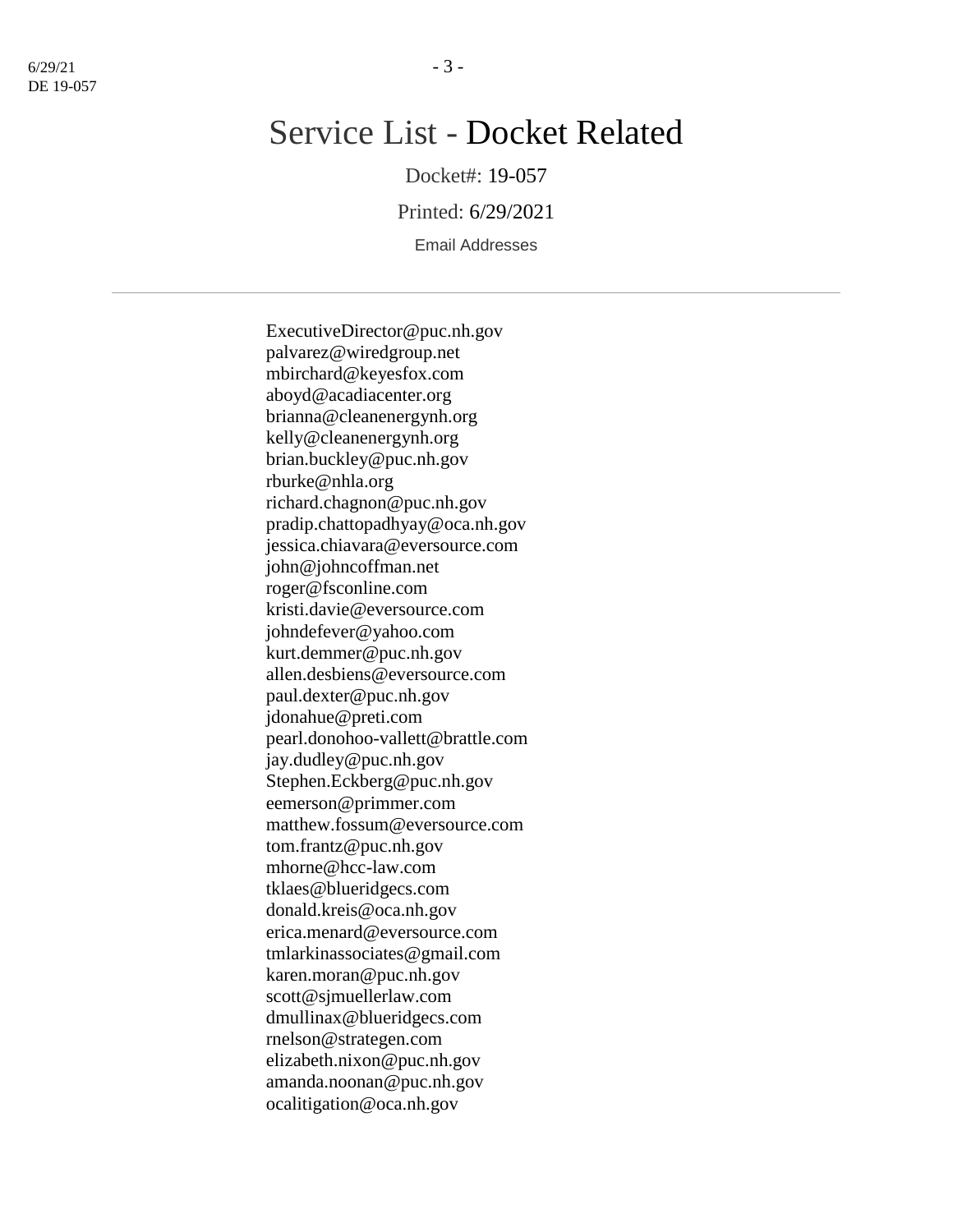# Service List - Docket Related

Docket#: 19-057

Printed: 6/29/2021

Email Addresses

---

ExecutiveDirector@puc.nh.gov
palvarez@wiredgroup.net
mbirchard@keyesfox.com
aboyd@acadiacenter.org
brianna@cleanenergynh.org
kelly@cleanenergynh.org
brian.buckley@puc.nh.gov
rburke@nhla.org
richard.chagnon@puc.nh.gov
pradip.chattopadhyay@oca.nh.gov
jessica.chiavara@eversource.com
john@johncoffman.net
roger@fsconline.com
kristi.davie@eversource.com
johndefever@yahoo.com
kurt.demmer@puc.nh.gov
allen.desbiens@eversource.com
paul.dexter@puc.nh.gov
jdonahue@preti.com
pearl.donohoo-vallett@brattle.com
jay.dudley@puc.nh.gov
Stephen.Eckberg@puc.nh.gov
eemerson@primmer.com
matthew.fossum@eversource.com
tom.frantz@puc.nh.gov
mhorne@hcc-law.com
tklaes@blueridgecs.com
donald.kreis@oca.nh.gov
erica.menard@eversource.com
tmlarkinassociates@gmail.com
karen.moran@puc.nh.gov
scott@sjmuellerlaw.com
dmullinax@blueridgecs.com
rnelson@strategen.com
elizabeth.nixon@puc.nh.gov
amanda.noonan@puc.nh.gov
ocalitigation@oca.nh.gov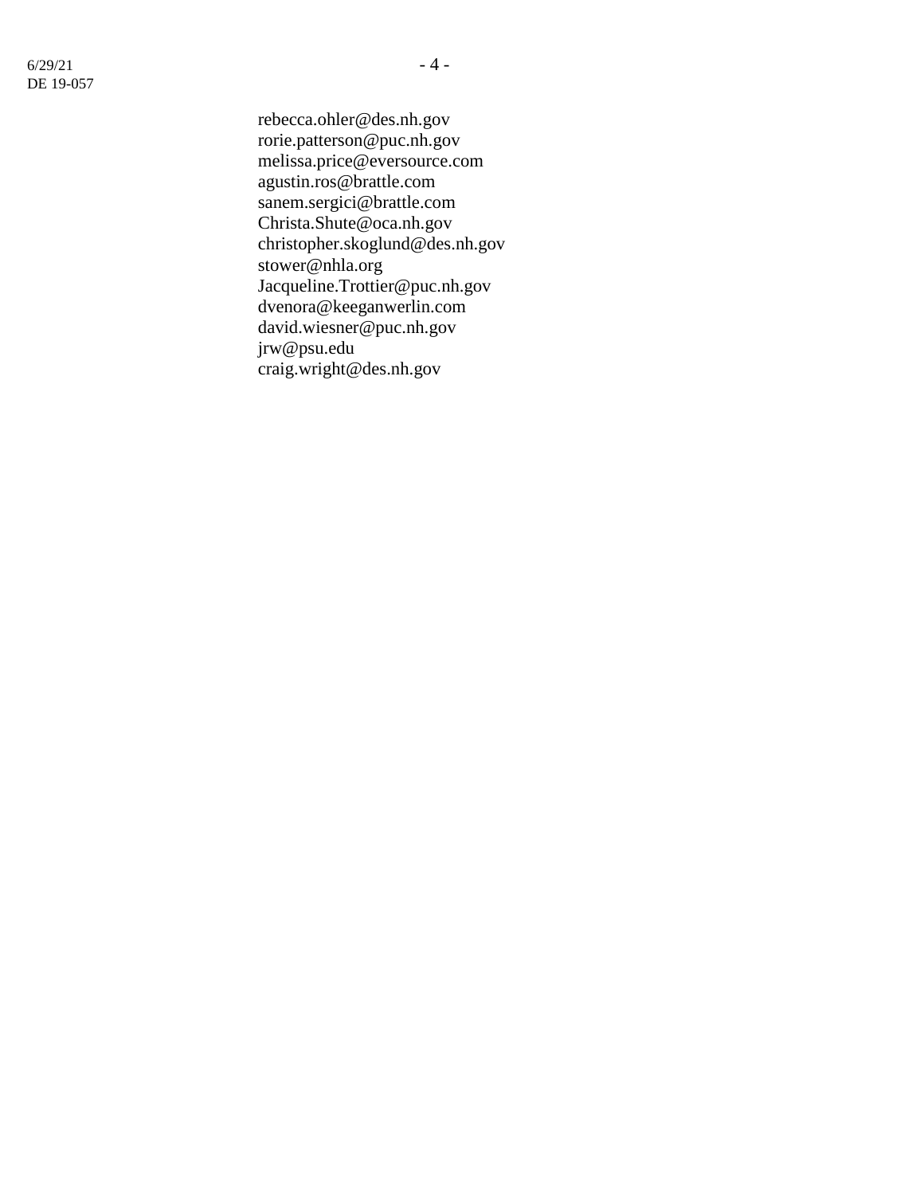rebecca.ohler@des.nh.gov
rorie.patterson@puc.nh.gov
melissa.price@eversource.com
agustin.ros@brattle.com
sanem.sergici@brattle.com
Christa.Shute@oca.nh.gov
christopher.skoglund@des.nh.gov
stower@nhla.org
Jacqueline.Trottier@puc.nh.gov
dvenora@keeganwerlin.com
david.wiesner@puc.nh.gov
jrw@psu.edu
craig.wright@des.nh.gov